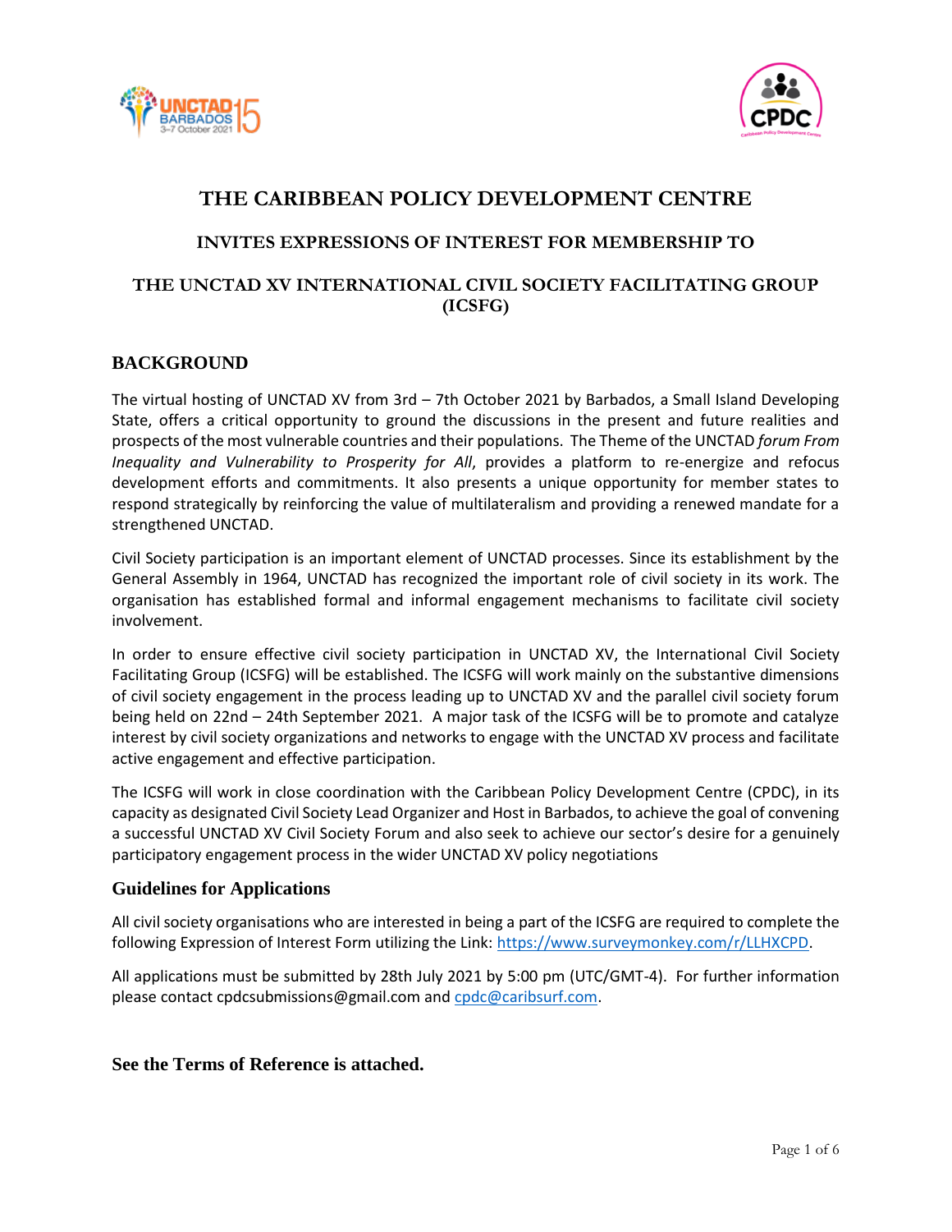# THE CARIBBEAN POLICY DEVELOPMENT CENTRE

### INVITES EXPRESSIONS OF INTEREST FOR MEMBERSHIP TO

### THE UNCTAD XV INTERNATIONAL CIVIL SOCIETY FACILITATING GROUP (ICSFG)

## BACKGROUND

The virtual hosting of UNCTAD XV from 3rd – 7th October 2021 by Barbados, a Small Island Developing State, offers a critical opportunity to ground the discussions in the present and future realities and prospects of the most vulnerable countries and their populations. The Theme of the UNCTAD *forum From Inequality and Vulnerability to Prosperity for All*, provides a platform to re-energize and refocus development efforts and commitments. It also presents a unique opportunity for member states to respond strategically by reinforcing the value of multilateralism and providing a renewed mandate for a strengthened UNCTAD.

Civil Society participation is an important element of UNCTAD processes. Since its establishment by the General Assembly in 1964, UNCTAD has recognized the important role of civil society in its work. The organisation has established formal and informal engagement mechanisms to facilitate civil society involvement.

In order to ensure effective civil society participation in UNCTAD XV, the International Civil Society Facilitating Group (ICSFG) will be established. The ICSFG will work mainly on the substantive dimensions of civil society engagement in the process leading up to UNCTAD XV and the parallel civil society forum being held on 22nd – 24th September 2021. A major task of the ICSFG will be to promote and catalyze interest by civil society organizations and networks to engage with the UNCTAD XV process and facilitate active engagement and effective participation.

The ICSFG will work in close coordination with the Caribbean Policy Development Centre (CPDC), in its capacity as designated Civil Society Lead Organizer and Host in Barbados, to achieve the goal of convening a successful UNCTAD XV Civil Society Forum and also seek to achieve our sector's desire for a genuinely participatory engagement process in the wider UNCTAD XV policy negotiations

### Guidelines for Applications

All civil society organisations who are interested in being a part of the ICSFG are required to complete the following Expression of Interest Form utilizing the Link: https://www.surveymonkey.com/r/LLHXCPD.

All applications must be submitted by 28th July 2021 by 5:00 pm (UTC/GMT-4). For further information please contact cpdcsubmissions@gmail.com and cpdc@caribsurf.com.

**See the Terms of Reference is attached.**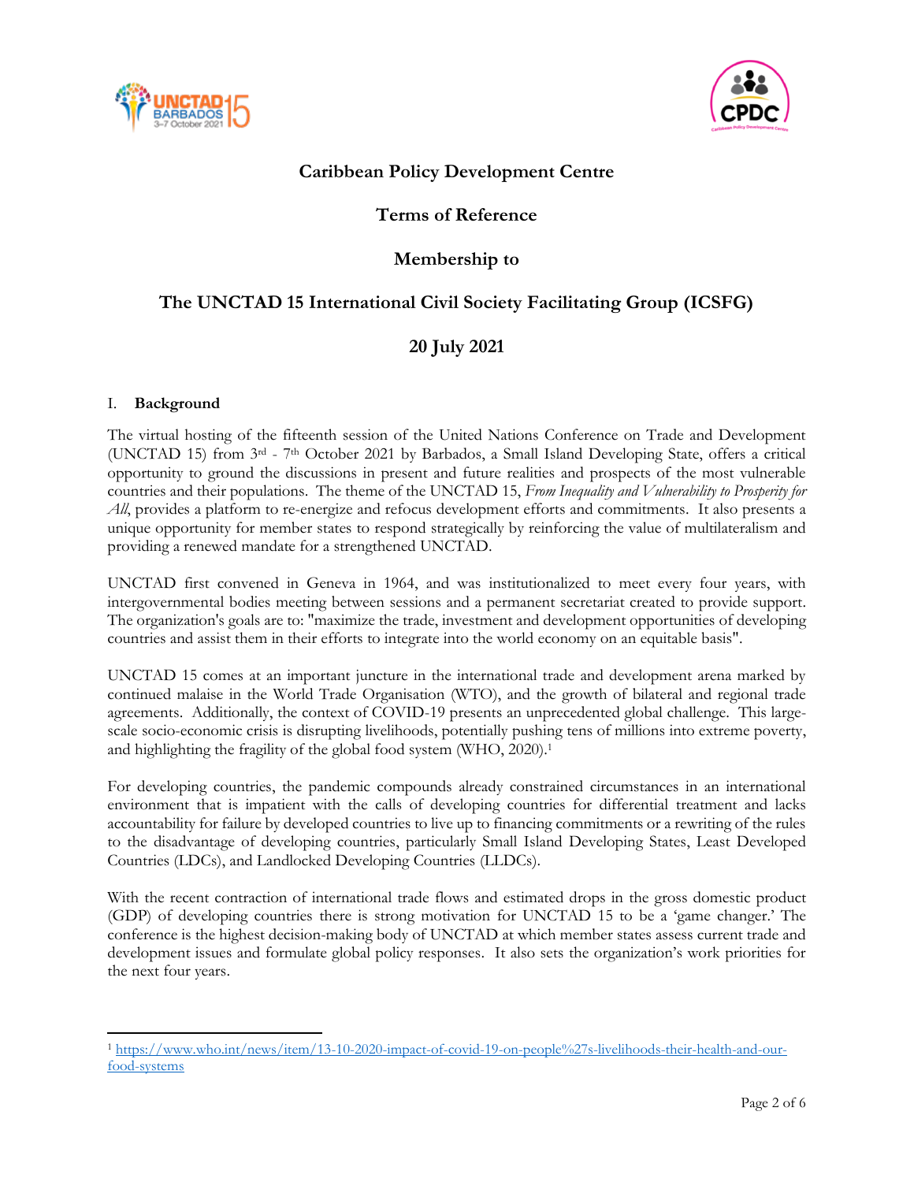**Caribbean Policy Development Centre**

**Terms of Reference**

**Membership to**

**The UNCTAD 15 International Civil Society Facilitating Group (ICSFG)**

**20 July 2021**

## I. Background

The virtual hosting of the fifteenth session of the United Nations Conference on Trade and Development (UNCTAD 15) from 3rd - 7th October 2021 by Barbados, a Small Island Developing State, offers a critical opportunity to ground the discussions in present and future realities and prospects of the most vulnerable countries and their populations. The theme of the UNCTAD 15, *From Inequality and Vulnerability to Prosperity for All*, provides a platform to re-energize and refocus development efforts and commitments. It also presents a unique opportunity for member states to respond strategically by reinforcing the value of multilateralism and providing a renewed mandate for a strengthened UNCTAD.

UNCTAD first convened in Geneva in 1964, and was institutionalized to meet every four years, with intergovernmental bodies meeting between sessions and a permanent secretariat created to provide support. The organization's goals are to: "maximize the trade, investment and development opportunities of developing countries and assist them in their efforts to integrate into the world economy on an equitable basis".

UNCTAD 15 comes at an important juncture in the international trade and development arena marked by continued malaise in the World Trade Organisation (WTO), and the growth of bilateral and regional trade agreements. Additionally, the context of COVID-19 presents an unprecedented global challenge. This large-scale socio-economic crisis is disrupting livelihoods, potentially pushing tens of millions into extreme poverty, and highlighting the fragility of the global food system (WHO, 2020).[1]

For developing countries, the pandemic compounds already constrained circumstances in an international environment that is impatient with the calls of developing countries for differential treatment and lacks accountability for failure by developed countries to live up to financing commitments or a rewriting of the rules to the disadvantage of developing countries, particularly Small Island Developing States, Least Developed Countries (LDCs), and Landlocked Developing Countries (LLDCs).

With the recent contraction of international trade flows and estimated drops in the gross domestic product (GDP) of developing countries there is strong motivation for UNCTAD 15 to be a 'game changer.' The conference is the highest decision-making body of UNCTAD at which member states assess current trade and development issues and formulate global policy responses. It also sets the organization's work priorities for the next four years.

---

[1] https://www.who.int/news/item/13-10-2020-impact-of-covid-19-on-people%27s-livelihoods-their-health-and-our-food-systems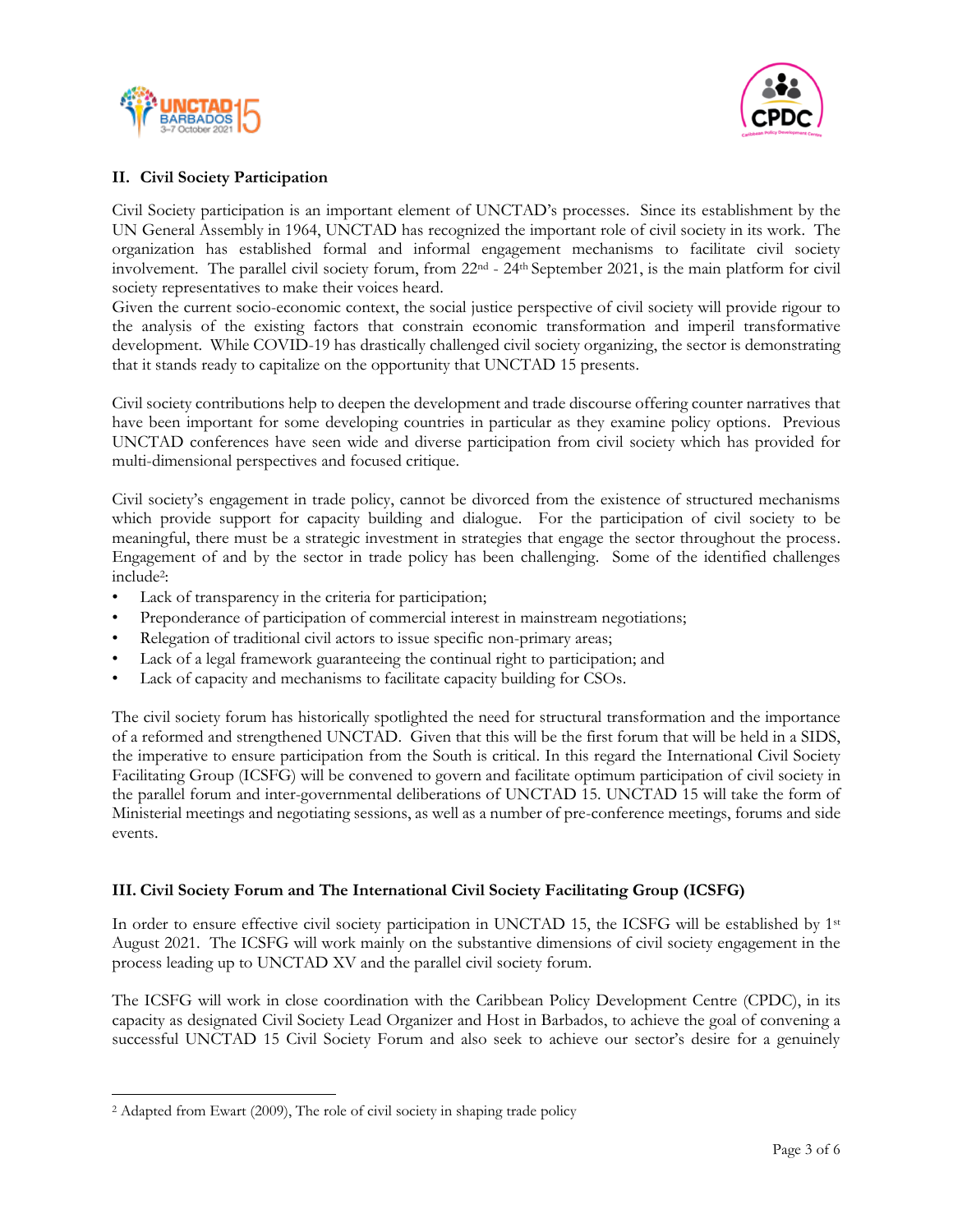## II. Civil Society Participation

Civil Society participation is an important element of UNCTAD's processes. Since its establishment by the UN General Assembly in 1964, UNCTAD has recognized the important role of civil society in its work. The organization has established formal and informal engagement mechanisms to facilitate civil society involvement. The parallel civil society forum, from 22nd - 24th September 2021, is the main platform for civil society representatives to make their voices heard.
Given the current socio-economic context, the social justice perspective of civil society will provide rigour to the analysis of the existing factors that constrain economic transformation and imperil transformative development. While COVID-19 has drastically challenged civil society organizing, the sector is demonstrating that it stands ready to capitalize on the opportunity that UNCTAD 15 presents.

Civil society contributions help to deepen the development and trade discourse offering counter narratives that have been important for some developing countries in particular as they examine policy options. Previous UNCTAD conferences have seen wide and diverse participation from civil society which has provided for multi-dimensional perspectives and focused critique.

Civil society's engagement in trade policy, cannot be divorced from the existence of structured mechanisms which provide support for capacity building and dialogue. For the participation of civil society to be meaningful, there must be a strategic investment in strategies that engage the sector throughout the process. Engagement of and by the sector in trade policy has been challenging. Some of the identified challenges include[2]:

- Lack of transparency in the criteria for participation;
- Preponderance of participation of commercial interest in mainstream negotiations;
- Relegation of traditional civil actors to issue specific non-primary areas;
- Lack of a legal framework guaranteeing the continual right to participation; and
- Lack of capacity and mechanisms to facilitate capacity building for CSOs.

The civil society forum has historically spotlighted the need for structural transformation and the importance of a reformed and strengthened UNCTAD. Given that this will be the first forum that will be held in a SIDS, the imperative to ensure participation from the South is critical. In this regard the International Civil Society Facilitating Group (ICSFG) will be convened to govern and facilitate optimum participation of civil society in the parallel forum and inter-governmental deliberations of UNCTAD 15. UNCTAD 15 will take the form of Ministerial meetings and negotiating sessions, as well as a number of pre-conference meetings, forums and side events.

## III. Civil Society Forum and The International Civil Society Facilitating Group (ICSFG)

In order to ensure effective civil society participation in UNCTAD 15, the ICSFG will be established by 1st August 2021. The ICSFG will work mainly on the substantive dimensions of civil society engagement in the process leading up to UNCTAD XV and the parallel civil society forum.

The ICSFG will work in close coordination with the Caribbean Policy Development Centre (CPDC), in its capacity as designated Civil Society Lead Organizer and Host in Barbados, to achieve the goal of convening a successful UNCTAD 15 Civil Society Forum and also seek to achieve our sector's desire for a genuinely

---

[2] Adapted from Ewart (2009), The role of civil society in shaping trade policy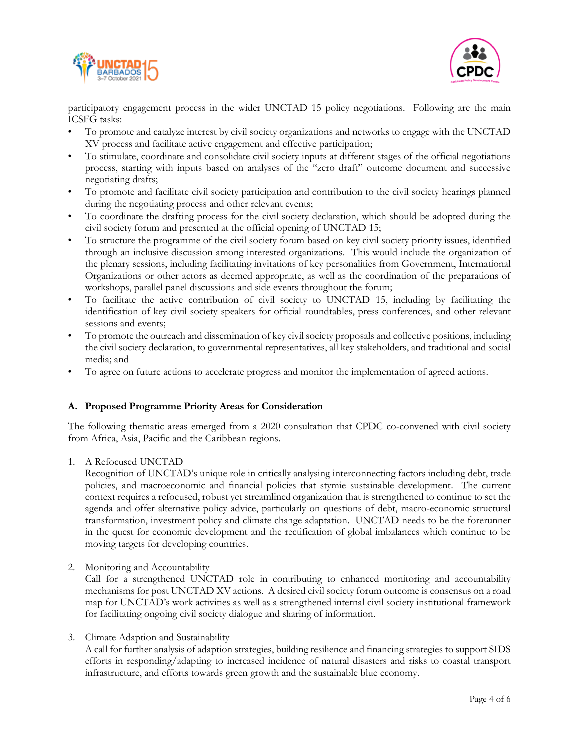participatory engagement process in the wider UNCTAD 15 policy negotiations. Following are the main ICSFG tasks:

- To promote and catalyze interest by civil society organizations and networks to engage with the UNCTAD XV process and facilitate active engagement and effective participation;
- To stimulate, coordinate and consolidate civil society inputs at different stages of the official negotiations process, starting with inputs based on analyses of the "zero draft" outcome document and successive negotiating drafts;
- To promote and facilitate civil society participation and contribution to the civil society hearings planned during the negotiating process and other relevant events;
- To coordinate the drafting process for the civil society declaration, which should be adopted during the civil society forum and presented at the official opening of UNCTAD 15;
- To structure the programme of the civil society forum based on key civil society priority issues, identified through an inclusive discussion among interested organizations. This would include the organization of the plenary sessions, including facilitating invitations of key personalities from Government, International Organizations or other actors as deemed appropriate, as well as the coordination of the preparations of workshops, parallel panel discussions and side events throughout the forum;
- To facilitate the active contribution of civil society to UNCTAD 15, including by facilitating the identification of key civil society speakers for official roundtables, press conferences, and other relevant sessions and events;
- To promote the outreach and dissemination of key civil society proposals and collective positions, including the civil society declaration, to governmental representatives, all key stakeholders, and traditional and social media; and
- To agree on future actions to accelerate progress and monitor the implementation of agreed actions.

## A. Proposed Programme Priority Areas for Consideration

The following thematic areas emerged from a 2020 consultation that CPDC co-convened with civil society from Africa, Asia, Pacific and the Caribbean regions.

1. A Refocused UNCTAD
   Recognition of UNCTAD's unique role in critically analysing interconnecting factors including debt, trade policies, and macroeconomic and financial policies that stymie sustainable development. The current context requires a refocused, robust yet streamlined organization that is strengthened to continue to set the agenda and offer alternative policy advice, particularly on questions of debt, macro-economic structural transformation, investment policy and climate change adaptation. UNCTAD needs to be the forerunner in the quest for economic development and the rectification of global imbalances which continue to be moving targets for developing countries.

2. Monitoring and Accountability
   Call for a strengthened UNCTAD role in contributing to enhanced monitoring and accountability mechanisms for post UNCTAD XV actions. A desired civil society forum outcome is consensus on a road map for UNCTAD's work activities as well as a strengthened internal civil society institutional framework for facilitating ongoing civil society dialogue and sharing of information.

3. Climate Adaption and Sustainability
   A call for further analysis of adaption strategies, building resilience and financing strategies to support SIDS efforts in responding/adapting to increased incidence of natural disasters and risks to coastal transport infrastructure, and efforts towards green growth and the sustainable blue economy.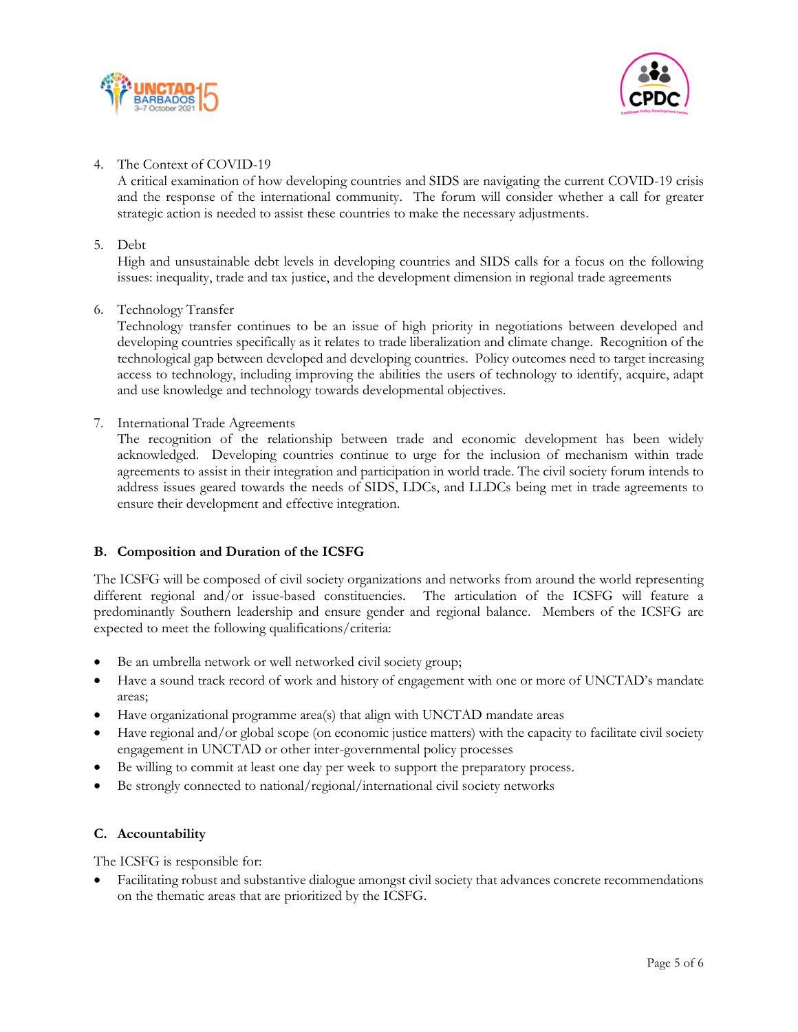4. The Context of COVID-19
   A critical examination of how developing countries and SIDS are navigating the current COVID-19 crisis and the response of the international community. The forum will consider whether a call for greater strategic action is needed to assist these countries to make the necessary adjustments.

5. Debt
   High and unsustainable debt levels in developing countries and SIDS calls for a focus on the following issues: inequality, trade and tax justice, and the development dimension in regional trade agreements

6. Technology Transfer
   Technology transfer continues to be an issue of high priority in negotiations between developed and developing countries specifically as it relates to trade liberalization and climate change. Recognition of the technological gap between developed and developing countries. Policy outcomes need to target increasing access to technology, including improving the abilities the users of technology to identify, acquire, adapt and use knowledge and technology towards developmental objectives.

7. International Trade Agreements
   The recognition of the relationship between trade and economic development has been widely acknowledged. Developing countries continue to urge for the inclusion of mechanism within trade agreements to assist in their integration and participation in world trade. The civil society forum intends to address issues geared towards the needs of SIDS, LDCs, and LLDCs being met in trade agreements to ensure their development and effective integration.

## B. Composition and Duration of the ICSFG

The ICSFG will be composed of civil society organizations and networks from around the world representing different regional and/or issue-based constituencies. The articulation of the ICSFG will feature a predominantly Southern leadership and ensure gender and regional balance. Members of the ICSFG are expected to meet the following qualifications/criteria:

- Be an umbrella network or well networked civil society group;
- Have a sound track record of work and history of engagement with one or more of UNCTAD's mandate areas;
- Have organizational programme area(s) that align with UNCTAD mandate areas
- Have regional and/or global scope (on economic justice matters) with the capacity to facilitate civil society engagement in UNCTAD or other inter-governmental policy processes
- Be willing to commit at least one day per week to support the preparatory process.
- Be strongly connected to national/regional/international civil society networks

## C. Accountability

The ICSFG is responsible for:

- Facilitating robust and substantive dialogue amongst civil society that advances concrete recommendations on the thematic areas that are prioritized by the ICSFG.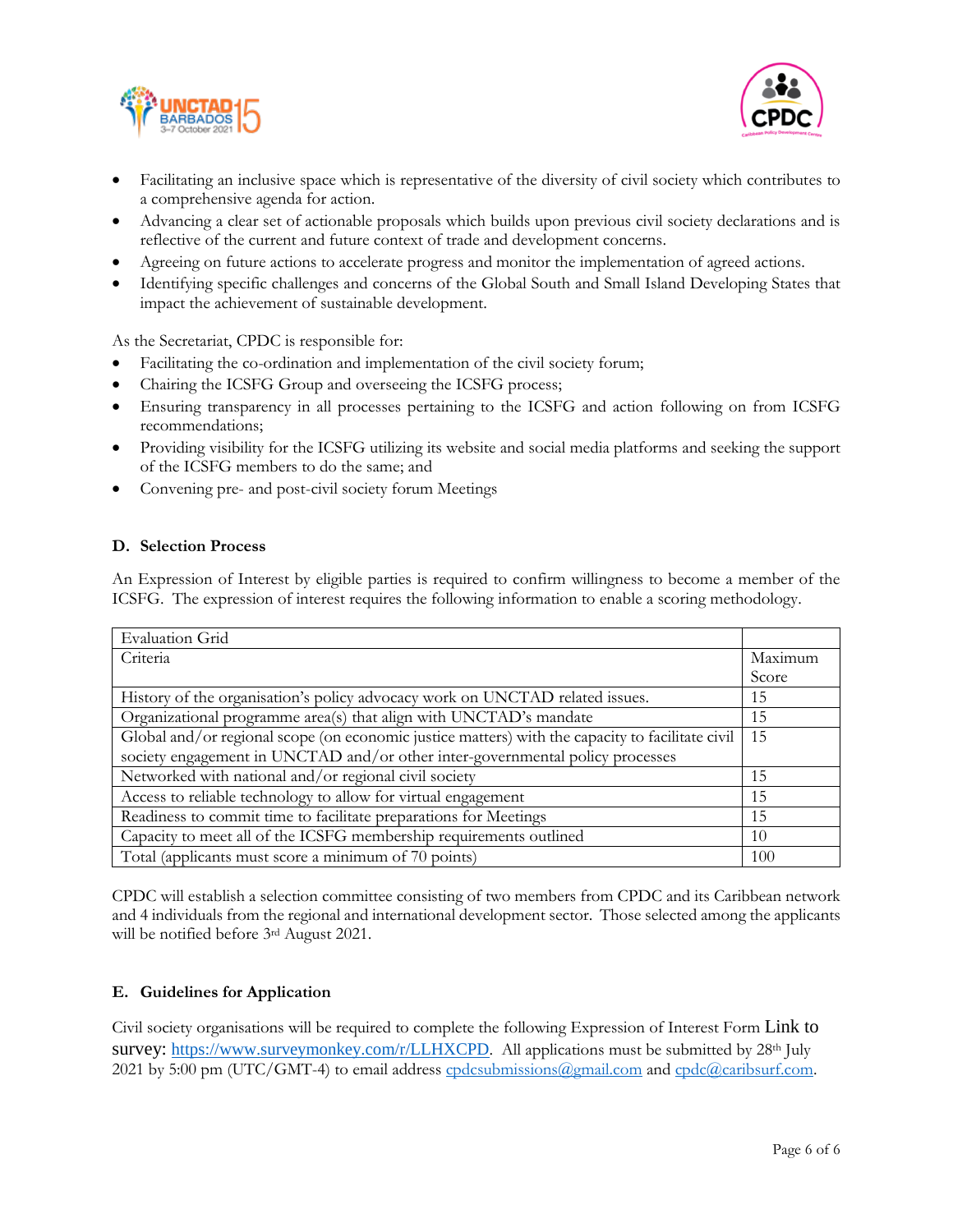- Facilitating an inclusive space which is representative of the diversity of civil society which contributes to a comprehensive agenda for action.
- Advancing a clear set of actionable proposals which builds upon previous civil society declarations and is reflective of the current and future context of trade and development concerns.
- Agreeing on future actions to accelerate progress and monitor the implementation of agreed actions.
- Identifying specific challenges and concerns of the Global South and Small Island Developing States that impact the achievement of sustainable development.

As the Secretariat, CPDC is responsible for:

- Facilitating the co-ordination and implementation of the civil society forum;
- Chairing the ICSFG Group and overseeing the ICSFG process;
- Ensuring transparency in all processes pertaining to the ICSFG and action following on from ICSFG recommendations;
- Providing visibility for the ICSFG utilizing its website and social media platforms and seeking the support of the ICSFG members to do the same; and
- Convening pre- and post-civil society forum Meetings

### D. Selection Process

An Expression of Interest by eligible parties is required to confirm willingness to become a member of the ICSFG. The expression of interest requires the following information to enable a scoring methodology.

| Evaluation Grid | |
|---|---|
| Criteria | Maximum Score |
| History of the organisation's policy advocacy work on UNCTAD related issues. | 15 |
| Organizational programme area(s) that align with UNCTAD's mandate | 15 |
| Global and/or regional scope (on economic justice matters) with the capacity to facilitate civil society engagement in UNCTAD and/or other inter-governmental policy processes | 15 |
| Networked with national and/or regional civil society | 15 |
| Access to reliable technology to allow for virtual engagement | 15 |
| Readiness to commit time to facilitate preparations for Meetings | 15 |
| Capacity to meet all of the ICSFG membership requirements outlined | 10 |
| Total (applicants must score a minimum of 70 points) | 100 |

CPDC will establish a selection committee consisting of two members from CPDC and its Caribbean network and 4 individuals from the regional and international development sector. Those selected among the applicants will be notified before 3rd August 2021.

### E. Guidelines for Application

Civil society organisations will be required to complete the following Expression of Interest Form Link to survey: https://www.surveymonkey.com/r/LLHXCPD. All applications must be submitted by 28th July 2021 by 5:00 pm (UTC/GMT-4) to email address cpdcsubmissions@gmail.com and cpdc@caribsurf.com.